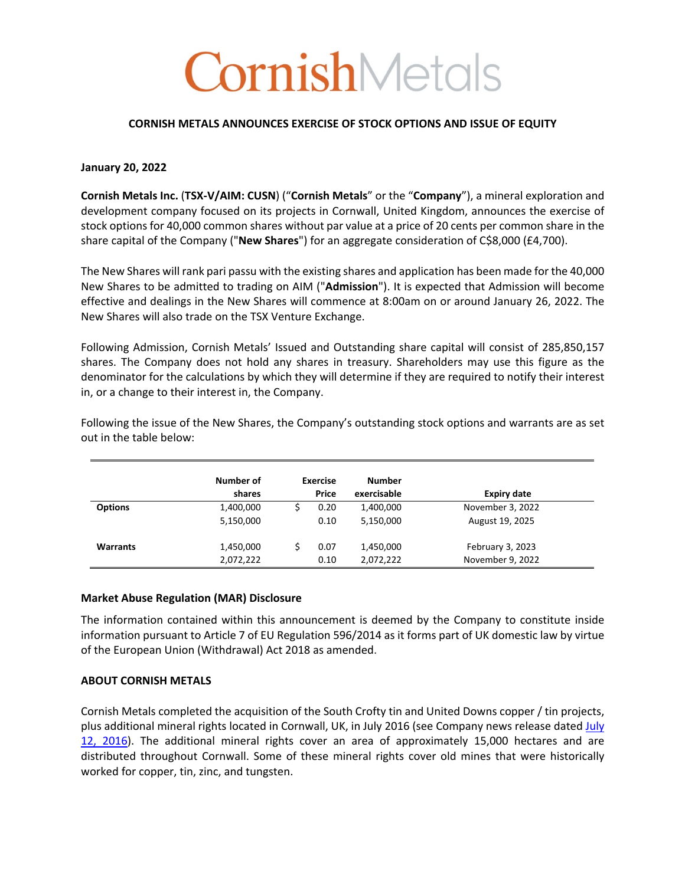# CornishMetals

**CORNISH METALS ANNOUNCES EXERCISE OF STOCK OPTIONS AND ISSUE OF EQUITY**

**January 20, 2022**

**Cornish Metals Inc.** (**TSX-V/AIM: CUSN**) ("**Cornish Metals**" or the "**Company**"), a mineral exploration and development company focused on its projects in Cornwall, United Kingdom, announces the exercise of stock options for 40,000 common shares without par value at a price of 20 cents per common share in the share capital of the Company ("**New Shares**") for an aggregate consideration of C$8,000 (£4,700).

The New Shares will rank pari passu with the existing shares and application has been made for the 40,000 New Shares to be admitted to trading on AIM ("**Admission**"). It is expected that Admission will become effective and dealings in the New Shares will commence at 8:00am on or around January 26, 2022. The New Shares will also trade on the TSX Venture Exchange.

Following Admission, Cornish Metals' Issued and Outstanding share capital will consist of 285,850,157 shares. The Company does not hold any shares in treasury. Shareholders may use this figure as the denominator for the calculations by which they will determine if they are required to notify their interest in, or a change to their interest in, the Company.

Following the issue of the New Shares, the Company's outstanding stock options and warrants are as set out in the table below:

| | Number of shares | Exercise Price | Number exercisable | Expiry date |
|---|---|---|---|---|
| **Options** | 1,400,000 | $ 0.20 | 1,400,000 | November 3, 2022 |
| | 5,150,000 | 0.10 | 5,150,000 | August 19, 2025 |
| **Warrants** | 1,450,000 | $ 0.07 | 1,450,000 | February 3, 2023 |
| | 2,072,222 | 0.10 | 2,072,222 | November 9, 2022 |

### Market Abuse Regulation (MAR) Disclosure

The information contained within this announcement is deemed by the Company to constitute inside information pursuant to Article 7 of EU Regulation 596/2014 as it forms part of UK domestic law by virtue of the European Union (Withdrawal) Act 2018 as amended.

### ABOUT CORNISH METALS

Cornish Metals completed the acquisition of the South Crofty tin and United Downs copper / tin projects, plus additional mineral rights located in Cornwall, UK, in July 2016 (see Company news release dated July 12, 2016). The additional mineral rights cover an area of approximately 15,000 hectares and are distributed throughout Cornwall. Some of these mineral rights cover old mines that were historically worked for copper, tin, zinc, and tungsten.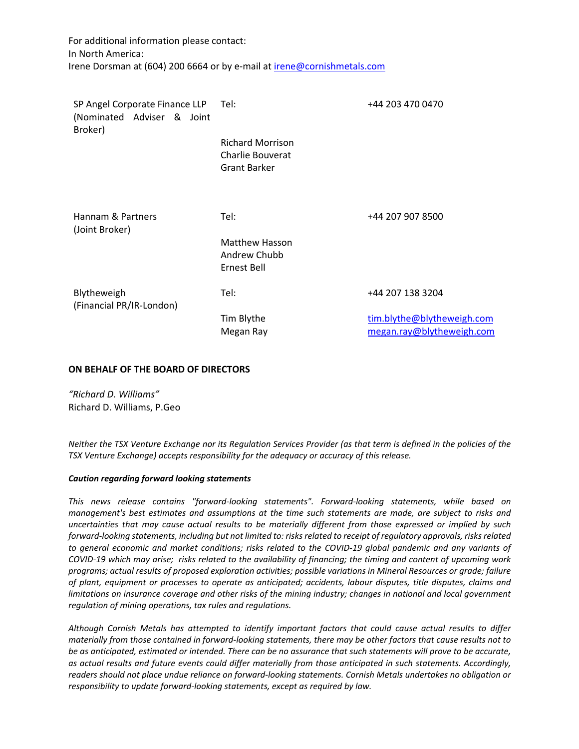For additional information please contact:
In North America:
Irene Dorsman at (604) 200 6664 or by e-mail at irene@cornishmetals.com

| | | |
|---|---|---|
| SP Angel Corporate Finance LLP (Nominated Adviser & Joint Broker) | Tel: | +44 203 470 0470 |
| | Richard Morrison<br>Charlie Bouverat<br>Grant Barker | |
| Hannam & Partners (Joint Broker) | Tel: | +44 207 907 8500 |
| | Matthew Hasson<br>Andrew Chubb<br>Ernest Bell | |
| Blytheweigh (Financial PR/IR-London) | Tel: | +44 207 138 3204 |
| | Tim Blythe<br>Megan Ray | tim.blythe@blytheweigh.com<br>megan.ray@blytheweigh.com |

**ON BEHALF OF THE BOARD OF DIRECTORS**

*"Richard D. Williams"*
Richard D. Williams, P.Geo

*Neither the TSX Venture Exchange nor its Regulation Services Provider (as that term is defined in the policies of the TSX Venture Exchange) accepts responsibility for the adequacy or accuracy of this release.*

***Caution regarding forward looking statements***

*This news release contains "forward-looking statements". Forward-looking statements, while based on management's best estimates and assumptions at the time such statements are made, are subject to risks and uncertainties that may cause actual results to be materially different from those expressed or implied by such forward-looking statements, including but not limited to: risks related to receipt of regulatory approvals, risks related to general economic and market conditions; risks related to the COVID-19 global pandemic and any variants of COVID-19 which may arise; risks related to the availability of financing; the timing and content of upcoming work programs; actual results of proposed exploration activities; possible variations in Mineral Resources or grade; failure of plant, equipment or processes to operate as anticipated; accidents, labour disputes, title disputes, claims and limitations on insurance coverage and other risks of the mining industry; changes in national and local government regulation of mining operations, tax rules and regulations.*

*Although Cornish Metals has attempted to identify important factors that could cause actual results to differ materially from those contained in forward-looking statements, there may be other factors that cause results not to be as anticipated, estimated or intended. There can be no assurance that such statements will prove to be accurate, as actual results and future events could differ materially from those anticipated in such statements. Accordingly, readers should not place undue reliance on forward-looking statements. Cornish Metals undertakes no obligation or responsibility to update forward-looking statements, except as required by law.*